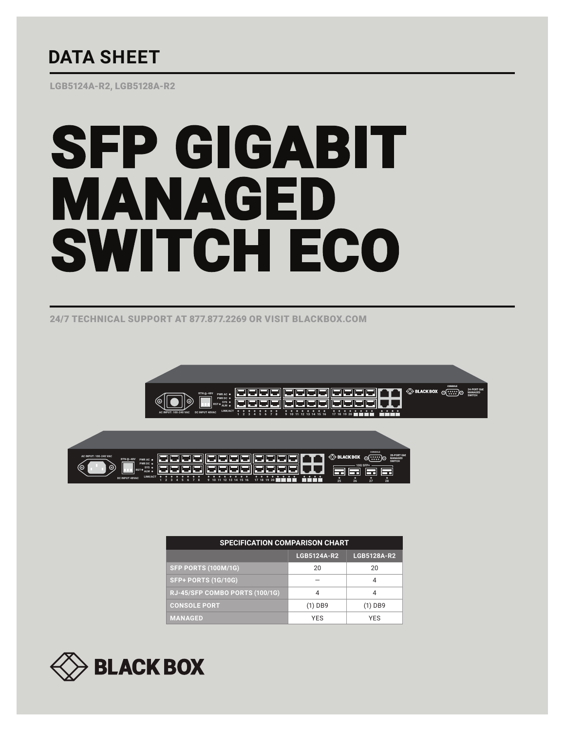# DATA SHEET

LGB5124A-R2, LGB5128A-R2

# SFP GIGABIT MANAGED SWITCH ECO

24/7 TECHNICAL SUPPORT AT 877.877.2269 OR VISIT BLACKBOX.COM

| SPECIFICATION COMPARISON CHART | | |
|---|---|---|
| | LGB5124A-R2 | LGB5128A-R2 |
| SFP PORTS (100M/1G) | 20 | 20 |
| SFP+ PORTS (1G/10G) | — | 4 |
| RJ-45/SFP COMBO PORTS (100/1G) | 4 | 4 |
| CONSOLE PORT | (1) DB9 | (1) DB9 |
| MANAGED | YES | YES |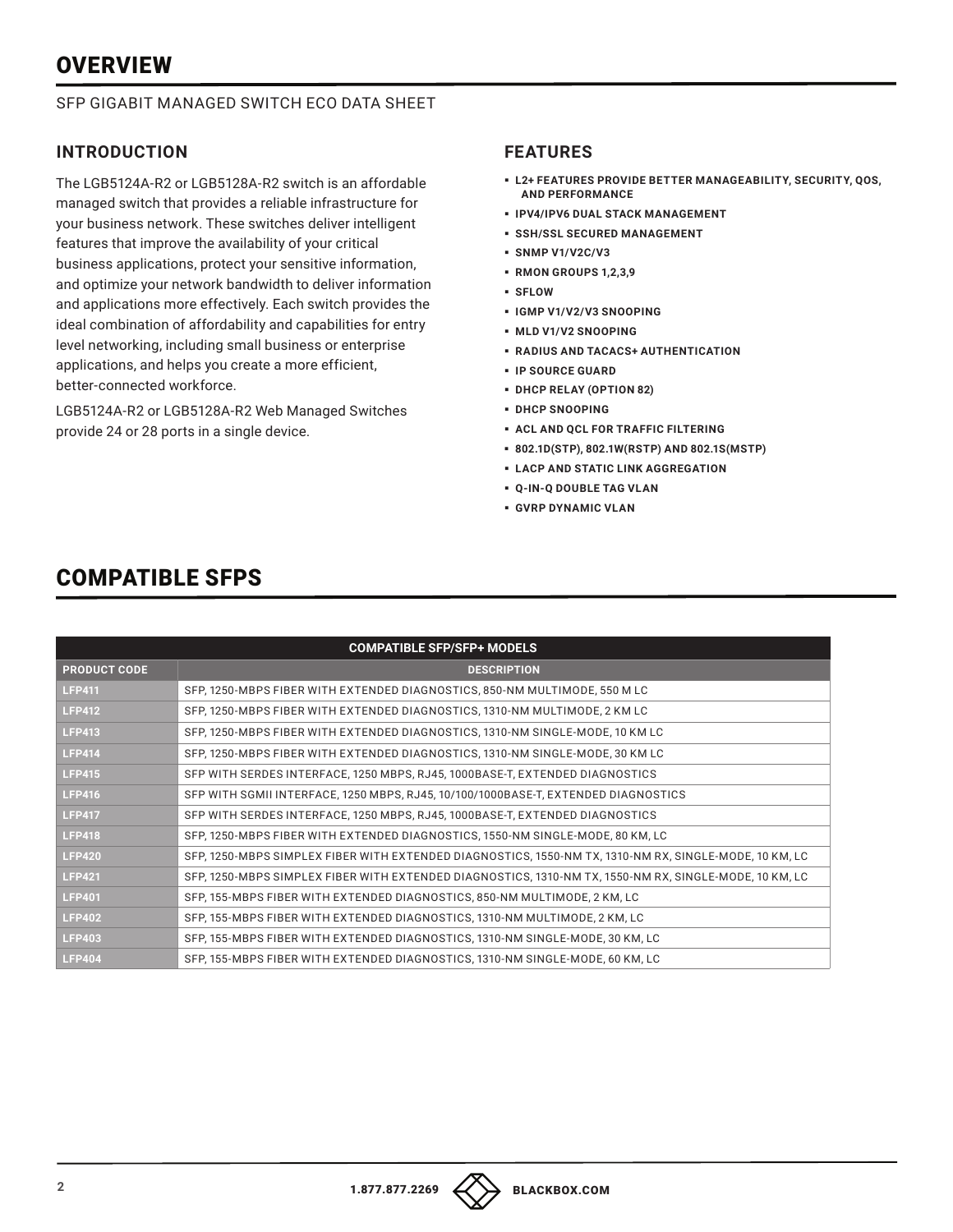# OVERVIEW

SFP GIGABIT MANAGED SWITCH ECO DATA SHEET

## INTRODUCTION

The LGB5124A-R2 or LGB5128A-R2 switch is an affordable managed switch that provides a reliable infrastructure for your business network. These switches deliver intelligent features that improve the availability of your critical business applications, protect your sensitive information, and optimize your network bandwidth to deliver information and applications more effectively. Each switch provides the ideal combination of affordability and capabilities for entry level networking, including small business or enterprise applications, and helps you create a more efficient, better-connected workforce.

LGB5124A-R2 or LGB5128A-R2 Web Managed Switches provide 24 or 28 ports in a single device.

## FEATURES

- **L2+ FEATURES PROVIDE BETTER MANAGEABILITY, SECURITY, QOS, AND PERFORMANCE**
- **IPV4/IPV6 DUAL STACK MANAGEMENT**
- **SSH/SSL SECURED MANAGEMENT**
- **SNMP V1/V2C/V3**
- **RMON GROUPS 1,2,3,9**
- **SFLOW**
- **IGMP V1/V2/V3 SNOOPING**
- **MLD V1/V2 SNOOPING**
- **RADIUS AND TACACS+ AUTHENTICATION**
- **IP SOURCE GUARD**
- **DHCP RELAY (OPTION 82)**
- **DHCP SNOOPING**
- **ACL AND QCL FOR TRAFFIC FILTERING**
- **802.1D(STP), 802.1W(RSTP) AND 802.1S(MSTP)**
- **LACP AND STATIC LINK AGGREGATION**
- **Q-IN-Q DOUBLE TAG VLAN**
- **GVRP DYNAMIC VLAN**

# COMPATIBLE SFPS

| COMPATIBLE SFP/SFP+ MODELS | |
|---|---|
| **PRODUCT CODE** | **DESCRIPTION** |
| LFP411 | SFP, 1250-MBPS FIBER WITH EXTENDED DIAGNOSTICS, 850-NM MULTIMODE, 550 M LC |
| LFP412 | SFP, 1250-MBPS FIBER WITH EXTENDED DIAGNOSTICS, 1310-NM MULTIMODE, 2 KM LC |
| LFP413 | SFP, 1250-MBPS FIBER WITH EXTENDED DIAGNOSTICS, 1310-NM SINGLE-MODE, 10 KM LC |
| LFP414 | SFP, 1250-MBPS FIBER WITH EXTENDED DIAGNOSTICS, 1310-NM SINGLE-MODE, 30 KM LC |
| LFP415 | SFP WITH SERDES INTERFACE, 1250 MBPS, RJ45, 1000BASE-T, EXTENDED DIAGNOSTICS |
| LFP416 | SFP WITH SGMII INTERFACE, 1250 MBPS, RJ45, 10/100/1000BASE-T, EXTENDED DIAGNOSTICS |
| LFP417 | SFP WITH SERDES INTERFACE, 1250 MBPS, RJ45, 1000BASE-T, EXTENDED DIAGNOSTICS |
| LFP418 | SFP, 1250-MBPS FIBER WITH EXTENDED DIAGNOSTICS, 1550-NM SINGLE-MODE, 80 KM, LC |
| LFP420 | SFP, 1250-MBPS SIMPLEX FIBER WITH EXTENDED DIAGNOSTICS, 1550-NM TX, 1310-NM RX, SINGLE-MODE, 10 KM, LC |
| LFP421 | SFP, 1250-MBPS SIMPLEX FIBER WITH EXTENDED DIAGNOSTICS, 1310-NM TX, 1550-NM RX, SINGLE-MODE, 10 KM, LC |
| LFP401 | SFP, 155-MBPS FIBER WITH EXTENDED DIAGNOSTICS, 850-NM MULTIMODE, 2 KM, LC |
| LFP402 | SFP, 155-MBPS FIBER WITH EXTENDED DIAGNOSTICS, 1310-NM MULTIMODE, 2 KM, LC |
| LFP403 | SFP, 155-MBPS FIBER WITH EXTENDED DIAGNOSTICS, 1310-NM SINGLE-MODE, 30 KM, LC |
| LFP404 | SFP, 155-MBPS FIBER WITH EXTENDED DIAGNOSTICS, 1310-NM SINGLE-MODE, 60 KM, LC |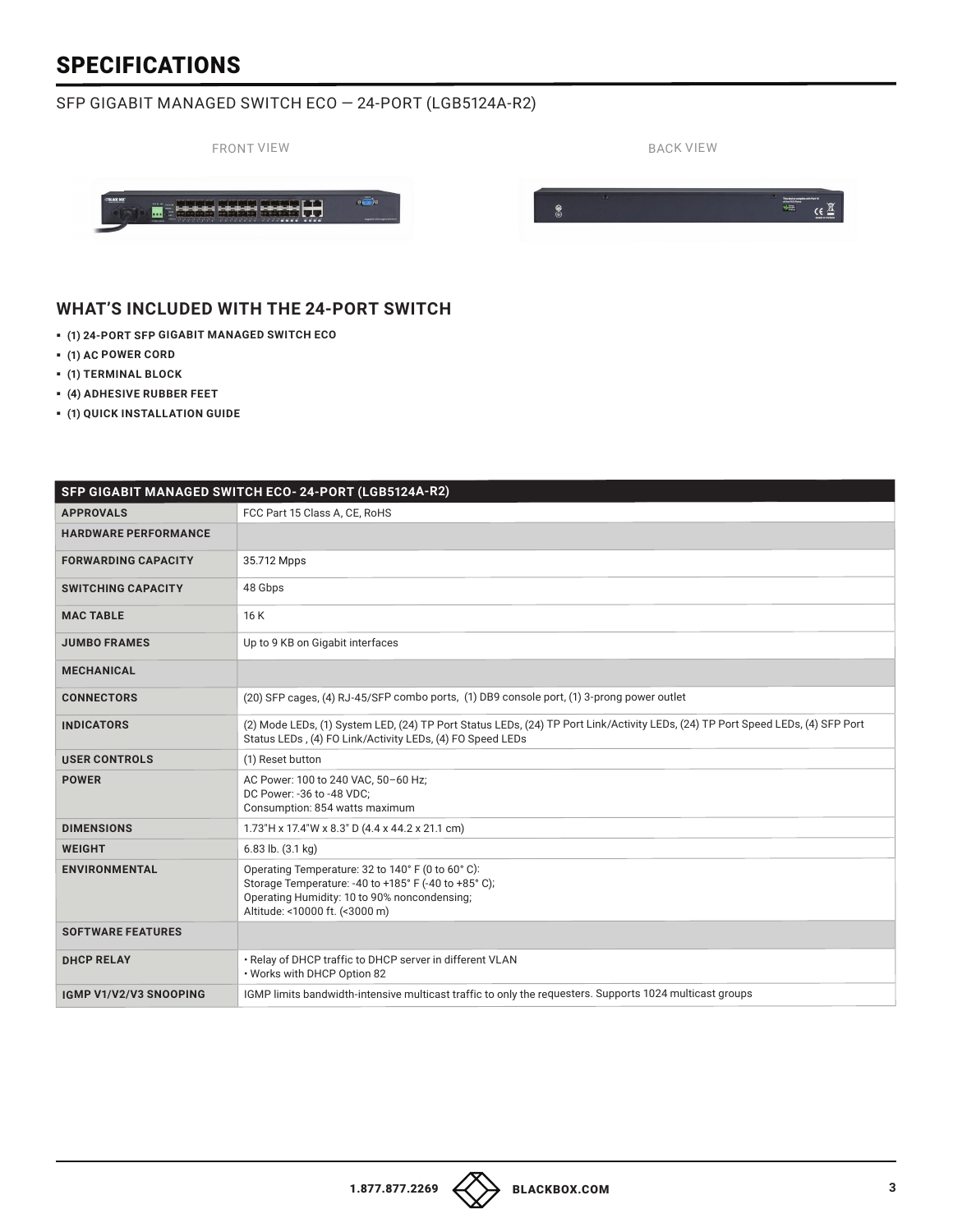# SPECIFICATIONS

SFP GIGABIT MANAGED SWITCH ECO — 24-PORT (LGB5124A-R2)

FRONT VIEW

BACK VIEW

## WHAT'S INCLUDED WITH THE 24-PORT SWITCH

- (1) 24-PORT SFP GIGABIT MANAGED SWITCH ECO
- (1) AC POWER CORD
- (1) TERMINAL BLOCK
- (4) ADHESIVE RUBBER FEET
- (1) QUICK INSTALLATION GUIDE

| SFP GIGABIT MANAGED SWITCH ECO- 24-PORT (LGB5124A-R2) | |
|---|---|
| APPROVALS | FCC Part 15 Class A, CE, RoHS |
| HARDWARE PERFORMANCE | |
| FORWARDING CAPACITY | 35.712 Mpps |
| SWITCHING CAPACITY | 48 Gbps |
| MAC TABLE | 16 K |
| JUMBO FRAMES | Up to 9 KB on Gigabit interfaces |
| MECHANICAL | |
| CONNECTORS | (20) SFP cages, (4) RJ-45/SFP combo ports, (1) DB9 console port, (1) 3-prong power outlet |
| INDICATORS | (2) Mode LEDs, (1) System LED, (24) TP Port Status LEDs, (24) TP Port Link/Activity LEDs, (24) TP Port Speed LEDs, (4) SFP Port Status LEDs , (4) FO Link/Activity LEDs, (4) FO Speed LEDs |
| USER CONTROLS | (1) Reset button |
| POWER | AC Power: 100 to 240 VAC, 50–60 Hz;<br>DC Power: -36 to -48 VDC;<br>Consumption: 854 watts maximum |
| DIMENSIONS | 1.73"H x 17.4"W x 8.3" D (4.4 x 44.2 x 21.1 cm) |
| WEIGHT | 6.83 lb. (3.1 kg) |
| ENVIRONMENTAL | Operating Temperature: 32 to 140° F (0 to 60° C):<br>Storage Temperature: -40 to +185° F (-40 to +85° C);<br>Operating Humidity: 10 to 90% noncondensing;<br>Altitude: <10000 ft. (<3000 m) |
| SOFTWARE FEATURES | |
| DHCP RELAY | • Relay of DHCP traffic to DHCP server in different VLAN<br>• Works with DHCP Option 82 |
| IGMP V1/V2/V3 SNOOPING | IGMP limits bandwidth-intensive multicast traffic to only the requesters. Supports 1024 multicast groups |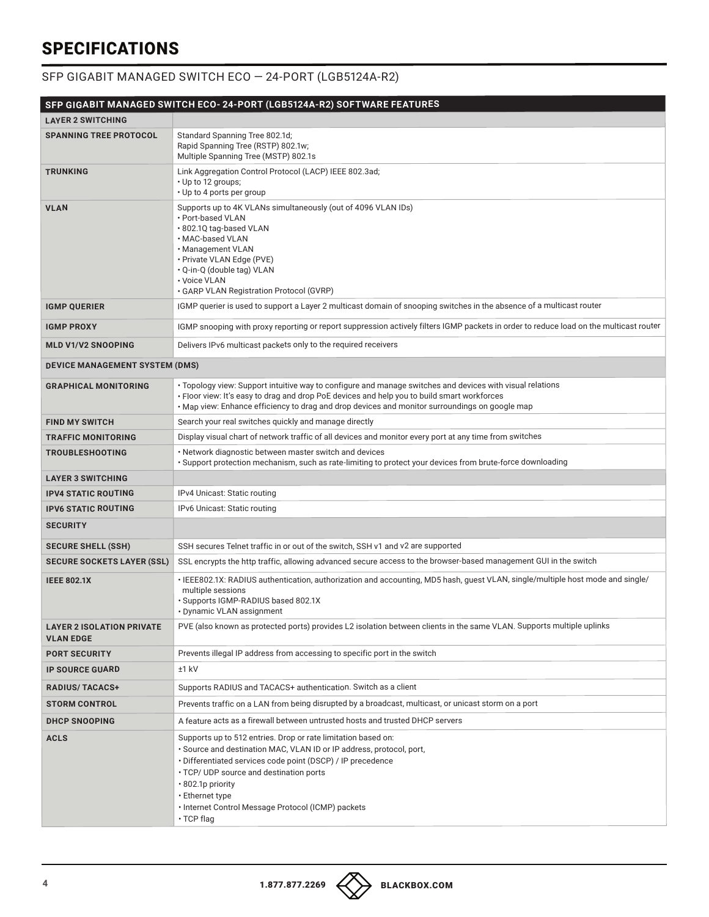# SPECIFICATIONS

SFP GIGABIT MANAGED SWITCH ECO — 24-PORT (LGB5124A-R2)

| SFP GIGABIT MANAGED SWITCH ECO- 24-PORT (LGB5124A-R2) SOFTWARE FEATURES | |
|---|---|
| **LAYER 2 SWITCHING** | |
| **SPANNING TREE PROTOCOL** | Standard Spanning Tree 802.1d;<br>Rapid Spanning Tree (RSTP) 802.1w;<br>Multiple Spanning Tree (MSTP) 802.1s |
| **TRUNKING** | Link Aggregation Control Protocol (LACP) IEEE 802.3ad;<br>• Up to 12 groups;<br>• Up to 4 ports per group |
| **VLAN** | Supports up to 4K VLANs simultaneously (out of 4096 VLAN IDs)<br>• Port-based VLAN<br>• 802.1Q tag-based VLAN<br>• MAC-based VLAN<br>• Management VLAN<br>• Private VLAN Edge (PVE)<br>• Q-in-Q (double tag) VLAN<br>• Voice VLAN<br>• GARP VLAN Registration Protocol (GVRP) |
| **IGMP QUERIER** | IGMP querier is used to support a Layer 2 multicast domain of snooping switches in the absence of a multicast router |
| **IGMP PROXY** | IGMP snooping with proxy reporting or report suppression actively filters IGMP packets in order to reduce load on the multicast router |
| **MLD V1/V2 SNOOPING** | Delivers IPv6 multicast packets only to the required receivers |
| **DEVICE MANAGEMENT SYSTEM (DMS)** | |
| **GRAPHICAL MONITORING** | • Topology view: Support intuitive way to configure and manage switches and devices with visual relations<br>• Floor view: It's easy to drag and drop PoE devices and help you to build smart workforces<br>• Map view: Enhance efficiency to drag and drop devices and monitor surroundings on google map |
| **FIND MY SWITCH** | Search your real switches quickly and manage directly |
| **TRAFFIC MONITORING** | Display visual chart of network traffic of all devices and monitor every port at any time from switches |
| **TROUBLESHOOTING** | • Network diagnostic between master switch and devices<br>• Support protection mechanism, such as rate-limiting to protect your devices from brute-force downloading |
| **LAYER 3 SWITCHING** | |
| **IPV4 STATIC ROUTING** | IPv4 Unicast: Static routing |
| **IPV6 STATIC ROUTING** | IPv6 Unicast: Static routing |
| **SECURITY** | |
| **SECURE SHELL (SSH)** | SSH secures Telnet traffic in or out of the switch, SSH v1 and v2 are supported |
| **SECURE SOCKETS LAYER (SSL)** | SSL encrypts the http traffic, allowing advanced secure access to the browser-based management GUI in the switch |
| **IEEE 802.1X** | • IEEE802.1X: RADIUS authentication, authorization and accounting, MD5 hash, guest VLAN, single/multiple host mode and single/multiple sessions<br>• Supports IGMP-RADIUS based 802.1X<br>• Dynamic VLAN assignment |
| **LAYER 2 ISOLATION PRIVATE VLAN EDGE** | PVE (also known as protected ports) provides L2 isolation between clients in the same VLAN. Supports multiple uplinks |
| **PORT SECURITY** | Prevents illegal IP address from accessing to specific port in the switch |
| **IP SOURCE GUARD** | ±1 kV |
| **RADIUS/ TACACS+** | Supports RADIUS and TACACS+ authentication. Switch as a client |
| **STORM CONTROL** | Prevents traffic on a LAN from being disrupted by a broadcast, multicast, or unicast storm on a port |
| **DHCP SNOOPING** | A feature acts as a firewall between untrusted hosts and trusted DHCP servers |
| **ACLS** | Supports up to 512 entries. Drop or rate limitation based on:<br>• Source and destination MAC, VLAN ID or IP address, protocol, port,<br>• Differentiated services code point (DSCP) / IP precedence<br>• TCP/ UDP source and destination ports<br>• 802.1p priority<br>• Ethernet type<br>• Internet Control Message Protocol (ICMP) packets<br>• TCP flag |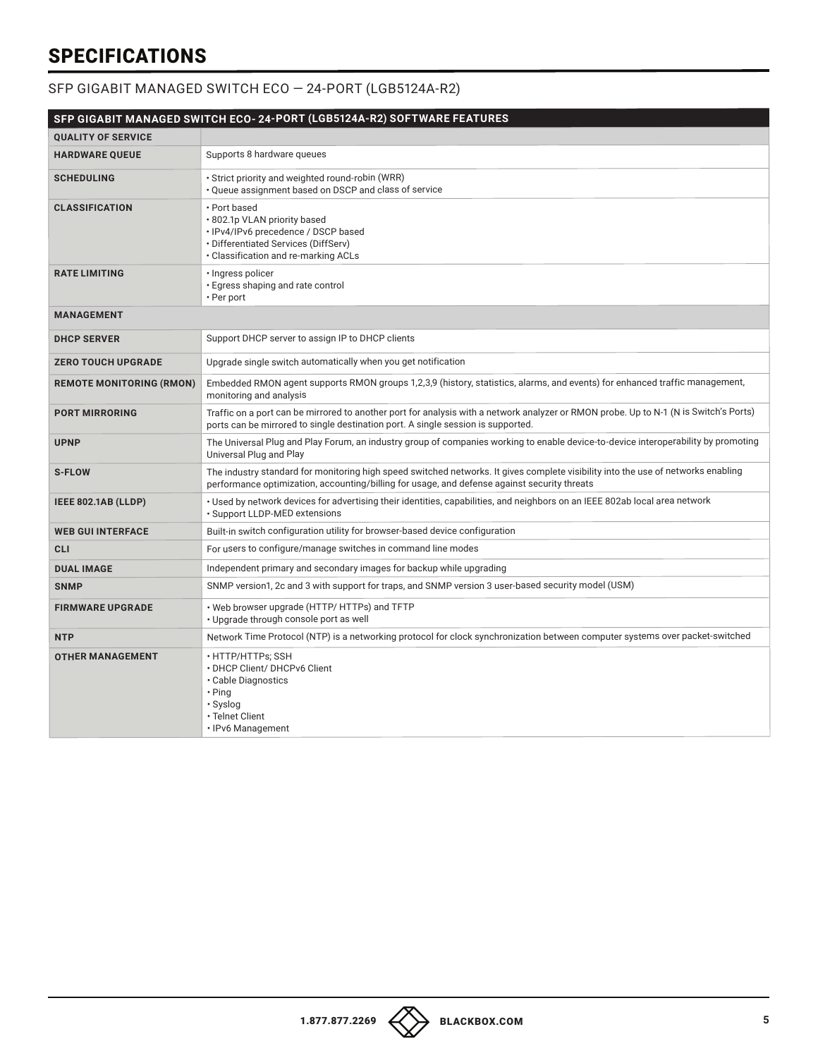# SPECIFICATIONS

## SFP GIGABIT MANAGED SWITCH ECO — 24-PORT (LGB5124A-R2)

| SFP GIGABIT MANAGED SWITCH ECO- 24-PORT (LGB5124A-R2) SOFTWARE FEATURES | |
|---|---|
| **QUALITY OF SERVICE** | |
| **HARDWARE QUEUE** | Supports 8 hardware queues |
| **SCHEDULING** | • Strict priority and weighted round-robin (WRR)<br>• Queue assignment based on DSCP and class of service |
| **CLASSIFICATION** | • Port based<br>• 802.1p VLAN priority based<br>• IPv4/IPv6 precedence / DSCP based<br>• Differentiated Services (DiffServ)<br>• Classification and re-marking ACLs |
| **RATE LIMITING** | • Ingress policer<br>• Egress shaping and rate control<br>• Per port |
| **MANAGEMENT** | |
| **DHCP SERVER** | Support DHCP server to assign IP to DHCP clients |
| **ZERO TOUCH UPGRADE** | Upgrade single switch automatically when you get notification |
| **REMOTE MONITORING (RMON)** | Embedded RMON agent supports RMON groups 1,2,3,9 (history, statistics, alarms, and events) for enhanced traffic management, monitoring and analysis |
| **PORT MIRRORING** | Traffic on a port can be mirrored to another port for analysis with a network analyzer or RMON probe. Up to N-1 (N is Switch's Ports) ports can be mirrored to single destination port. A single session is supported. |
| **UPNP** | The Universal Plug and Play Forum, an industry group of companies working to enable device-to-device interoperability by promoting Universal Plug and Play |
| **S-FLOW** | The industry standard for monitoring high speed switched networks. It gives complete visibility into the use of networks enabling performance optimization, accounting/billing for usage, and defense against security threats |
| **IEEE 802.1AB (LLDP)** | • Used by network devices for advertising their identities, capabilities, and neighbors on an IEEE 802ab local area network<br>• Support LLDP-MED extensions |
| **WEB GUI INTERFACE** | Built-in switch configuration utility for browser-based device configuration |
| **CLI** | For users to configure/manage switches in command line modes |
| **DUAL IMAGE** | Independent primary and secondary images for backup while upgrading |
| **SNMP** | SNMP version1, 2c and 3 with support for traps, and SNMP version 3 user-based security model (USM) |
| **FIRMWARE UPGRADE** | • Web browser upgrade (HTTP/ HTTPs) and TFTP<br>• Upgrade through console port as well |
| **NTP** | Network Time Protocol (NTP) is a networking protocol for clock synchronization between computer systems over packet-switched |
| **OTHER MANAGEMENT** | • HTTP/HTTPs; SSH<br>• DHCP Client/ DHCPv6 Client<br>• Cable Diagnostics<br>• Ping<br>• Syslog<br>• Telnet Client<br>• IPv6 Management |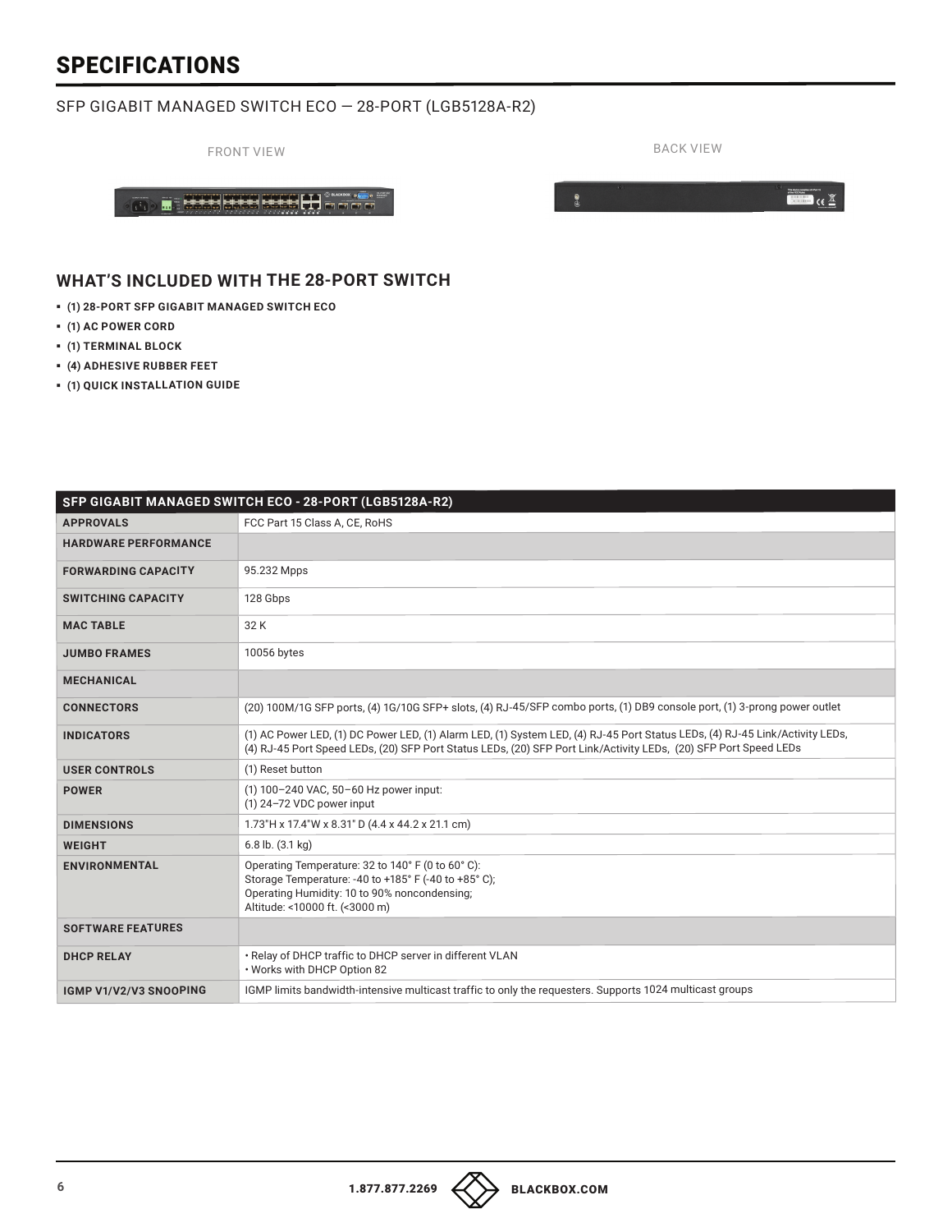# SPECIFICATIONS

SFP GIGABIT MANAGED SWITCH ECO — 28-PORT (LGB5128A-R2)

FRONT VIEW

BACK VIEW

## WHAT'S INCLUDED WITH THE 28-PORT SWITCH

- **(1) 28-PORT SFP GIGABIT MANAGED SWITCH ECO**
- **(1) AC POWER CORD**
- **(1) TERMINAL BLOCK**
- **(4) ADHESIVE RUBBER FEET**
- **(1) QUICK INSTALLATION GUIDE**

| SFP GIGABIT MANAGED SWITCH ECO - 28-PORT (LGB5128A-R2) | |
|---|---|
| **APPROVALS** | FCC Part 15 Class A, CE, RoHS |
| **HARDWARE PERFORMANCE** | |
| **FORWARDING CAPACITY** | 95.232 Mpps |
| **SWITCHING CAPACITY** | 128 Gbps |
| **MAC TABLE** | 32 K |
| **JUMBO FRAMES** | 10056 bytes |
| **MECHANICAL** | |
| **CONNECTORS** | (20) 100M/1G SFP ports, (4) 1G/10G SFP+ slots, (4) RJ-45/SFP combo ports, (1) DB9 console port, (1) 3-prong power outlet |
| **INDICATORS** | (1) AC Power LED, (1) DC Power LED, (1) Alarm LED, (1) System LED, (4) RJ-45 Port Status LEDs, (4) RJ-45 Link/Activity LEDs, (4) RJ-45 Port Speed LEDs, (20) SFP Port Status LEDs, (20) SFP Port Link/Activity LEDs, (20) SFP Port Speed LEDs |
| **USER CONTROLS** | (1) Reset button |
| **POWER** | (1) 100–240 VAC, 50–60 Hz power input:<br>(1) 24–72 VDC power input |
| **DIMENSIONS** | 1.73"H x 17.4"W x 8.31" D (4.4 x 44.2 x 21.1 cm) |
| **WEIGHT** | 6.8 lb. (3.1 kg) |
| **ENVIRONMENTAL** | Operating Temperature: 32 to 140° F (0 to 60° C):<br>Storage Temperature: -40 to +185° F (-40 to +85° C);<br>Operating Humidity: 10 to 90% noncondensing;<br>Altitude: <10000 ft. (<3000 m) |
| **SOFTWARE FEATURES** | |
| **DHCP RELAY** | • Relay of DHCP traffic to DHCP server in different VLAN<br>• Works with DHCP Option 82 |
| **IGMP V1/V2/V3 SNOOPING** | IGMP limits bandwidth-intensive multicast traffic to only the requesters. Supports 1024 multicast groups |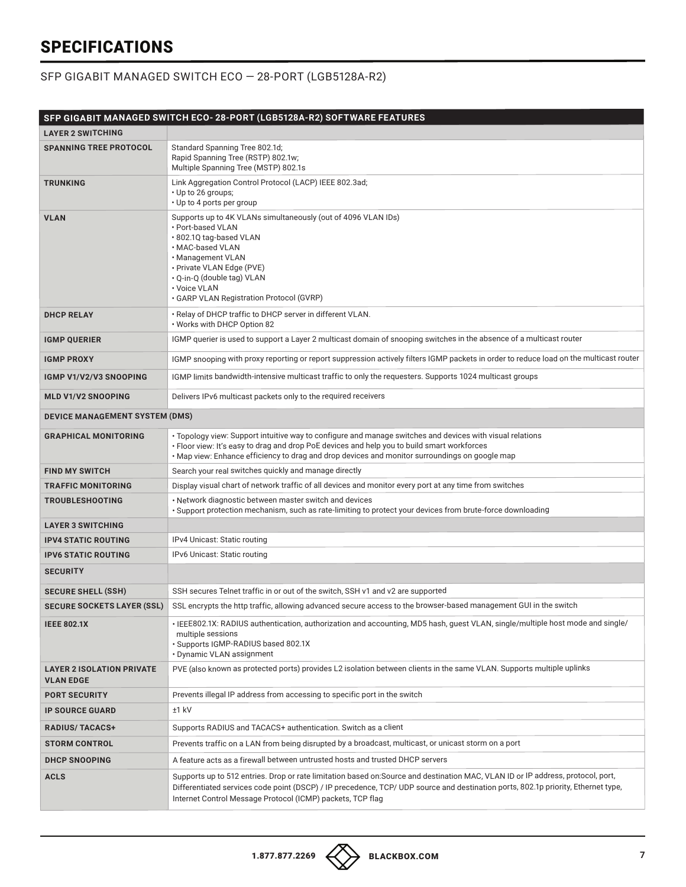# SPECIFICATIONS

SFP GIGABIT MANAGED SWITCH ECO — 28-PORT (LGB5128A-R2)

| SFP GIGABIT MANAGED SWITCH ECO- 28-PORT (LGB5128A-R2) SOFTWARE FEATURES | |
|---|---|
| **LAYER 2 SWITCHING** | |
| **SPANNING TREE PROTOCOL** | Standard Spanning Tree 802.1d;<br>Rapid Spanning Tree (RSTP) 802.1w;<br>Multiple Spanning Tree (MSTP) 802.1s |
| **TRUNKING** | Link Aggregation Control Protocol (LACP) IEEE 802.3ad;<br>• Up to 26 groups;<br>• Up to 4 ports per group |
| **VLAN** | Supports up to 4K VLANs simultaneously (out of 4096 VLAN IDs)<br>• Port-based VLAN<br>• 802.1Q tag-based VLAN<br>• MAC-based VLAN<br>• Management VLAN<br>• Private VLAN Edge (PVE)<br>• Q-in-Q (double tag) VLAN<br>• Voice VLAN<br>• GARP VLAN Registration Protocol (GVRP) |
| **DHCP RELAY** | • Relay of DHCP traffic to DHCP server in different VLAN.<br>• Works with DHCP Option 82 |
| **IGMP QUERIER** | IGMP querier is used to support a Layer 2 multicast domain of snooping switches in the absence of a multicast router |
| **IGMP PROXY** | IGMP snooping with proxy reporting or report suppression actively filters IGMP packets in order to reduce load on the multicast router |
| **IGMP V1/V2/V3 SNOOPING** | IGMP limits bandwidth-intensive multicast traffic to only the requesters. Supports 1024 multicast groups |
| **MLD V1/V2 SNOOPING** | Delivers IPv6 multicast packets only to the required receivers |
| **DEVICE MANAGEMENT SYSTEM (DMS)** | |
| **GRAPHICAL MONITORING** | • Topology view: Support intuitive way to configure and manage switches and devices with visual relations<br>• Floor view: It's easy to drag and drop PoE devices and help you to build smart workforces<br>• Map view: Enhance efficiency to drag and drop devices and monitor surroundings on google map |
| **FIND MY SWITCH** | Search your real switches quickly and manage directly |
| **TRAFFIC MONITORING** | Display visual chart of network traffic of all devices and monitor every port at any time from switches |
| **TROUBLESHOOTING** | • Network diagnostic between master switch and devices<br>• Support protection mechanism, such as rate-limiting to protect your devices from brute-force downloading |
| **LAYER 3 SWITCHING** | |
| **IPV4 STATIC ROUTING** | IPv4 Unicast: Static routing |
| **IPV6 STATIC ROUTING** | IPv6 Unicast: Static routing |
| **SECURITY** | |
| **SECURE SHELL (SSH)** | SSH secures Telnet traffic in or out of the switch, SSH v1 and v2 are supported |
| **SECURE SOCKETS LAYER (SSL)** | SSL encrypts the http traffic, allowing advanced secure access to the browser-based management GUI in the switch |
| **IEEE 802.1X** | • IEEE802.1X: RADIUS authentication, authorization and accounting, MD5 hash, guest VLAN, single/multiple host mode and single/multiple sessions<br>• Supports IGMP-RADIUS based 802.1X<br>• Dynamic VLAN assignment |
| **LAYER 2 ISOLATION PRIVATE VLAN EDGE** | PVE (also known as protected ports) provides L2 isolation between clients in the same VLAN. Supports multiple uplinks |
| **PORT SECURITY** | Prevents illegal IP address from accessing to specific port in the switch |
| **IP SOURCE GUARD** | ±1 kV |
| **RADIUS/ TACACS+** | Supports RADIUS and TACACS+ authentication. Switch as a client |
| **STORM CONTROL** | Prevents traffic on a LAN from being disrupted by a broadcast, multicast, or unicast storm on a port |
| **DHCP SNOOPING** | A feature acts as a firewall between untrusted hosts and trusted DHCP servers |
| **ACLS** | Supports up to 512 entries. Drop or rate limitation based on:Source and destination MAC, VLAN ID or IP address, protocol, port, Differentiated services code point (DSCP) / IP precedence, TCP/ UDP source and destination ports, 802.1p priority, Ethernet type, Internet Control Message Protocol (ICMP) packets, TCP flag |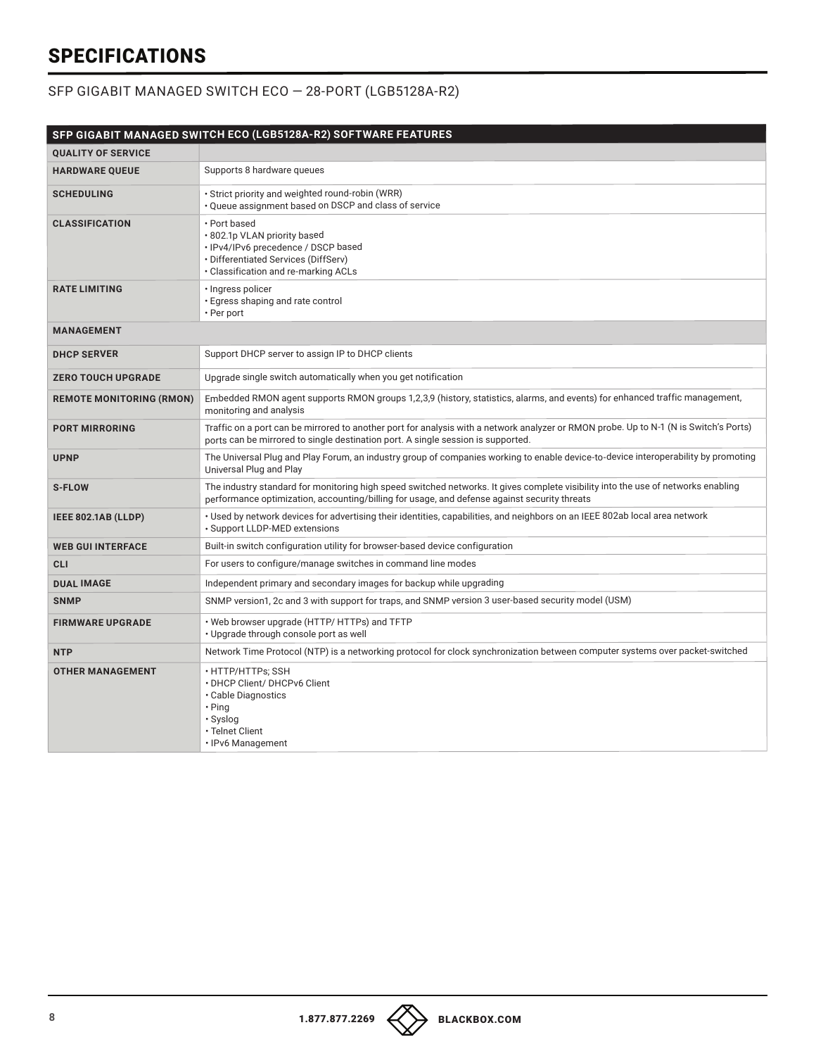# SPECIFICATIONS

SFP GIGABIT MANAGED SWITCH ECO — 28-PORT (LGB5128A-R2)

| SFP GIGABIT MANAGED SWITCH ECO (LGB5128A-R2) SOFTWARE FEATURES | |
|---|---|
| **QUALITY OF SERVICE** | |
| **HARDWARE QUEUE** | Supports 8 hardware queues |
| **SCHEDULING** | • Strict priority and weighted round-robin (WRR)<br>• Queue assignment based on DSCP and class of service |
| **CLASSIFICATION** | • Port based<br>• 802.1p VLAN priority based<br>• IPv4/IPv6 precedence / DSCP based<br>• Differentiated Services (DiffServ)<br>• Classification and re-marking ACLs |
| **RATE LIMITING** | • Ingress policer<br>• Egress shaping and rate control<br>• Per port |
| **MANAGEMENT** | |
| **DHCP SERVER** | Support DHCP server to assign IP to DHCP clients |
| **ZERO TOUCH UPGRADE** | Upgrade single switch automatically when you get notification |
| **REMOTE MONITORING (RMON)** | Embedded RMON agent supports RMON groups 1,2,3,9 (history, statistics, alarms, and events) for enhanced traffic management, monitoring and analysis |
| **PORT MIRRORING** | Traffic on a port can be mirrored to another port for analysis with a network analyzer or RMON probe. Up to N-1 (N is Switch's Ports) ports can be mirrored to single destination port. A single session is supported. |
| **UPNP** | The Universal Plug and Play Forum, an industry group of companies working to enable device-to-device interoperability by promoting Universal Plug and Play |
| **S-FLOW** | The industry standard for monitoring high speed switched networks. It gives complete visibility into the use of networks enabling performance optimization, accounting/billing for usage, and defense against security threats |
| **IEEE 802.1AB (LLDP)** | • Used by network devices for advertising their identities, capabilities, and neighbors on an IEEE 802ab local area network<br>• Support LLDP-MED extensions |
| **WEB GUI INTERFACE** | Built-in switch configuration utility for browser-based device configuration |
| **CLI** | For users to configure/manage switches in command line modes |
| **DUAL IMAGE** | Independent primary and secondary images for backup while upgrading |
| **SNMP** | SNMP version1, 2c and 3 with support for traps, and SNMP version 3 user-based security model (USM) |
| **FIRMWARE UPGRADE** | • Web browser upgrade (HTTP/ HTTPs) and TFTP<br>• Upgrade through console port as well |
| **NTP** | Network Time Protocol (NTP) is a networking protocol for clock synchronization between computer systems over packet-switched |
| **OTHER MANAGEMENT** | • HTTP/HTTPs; SSH<br>• DHCP Client/ DHCPv6 Client<br>• Cable Diagnostics<br>• Ping<br>• Syslog<br>• Telnet Client<br>• IPv6 Management |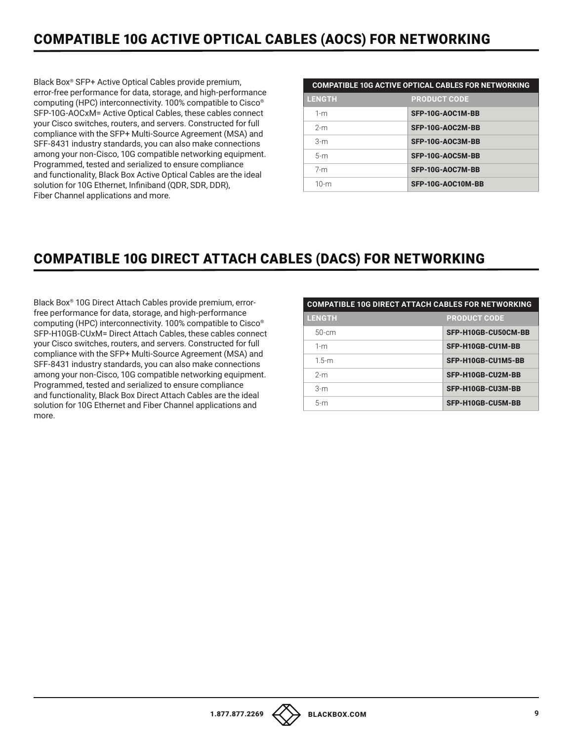## COMPATIBLE 10G ACTIVE OPTICAL CABLES (AOCS) FOR NETWORKING

Black Box® SFP+ Active Optical Cables provide premium, error-free performance for data, storage, and high-performance computing (HPC) interconnectivity. 100% compatible to Cisco® SFP-10G-AOCxM= Active Optical Cables, these cables connect your Cisco switches, routers, and servers. Constructed for full compliance with the SFP+ Multi-Source Agreement (MSA) and SFF-8431 industry standards, you can also make connections among your non-Cisco, 10G compatible networking equipment. Programmed, tested and serialized to ensure compliance and functionality, Black Box Active Optical Cables are the ideal solution for 10G Ethernet, Infiniband (QDR, SDR, DDR), Fiber Channel applications and more.

| COMPATIBLE 10G ACTIVE OPTICAL CABLES FOR NETWORKING | |
|---|---|
| **LENGTH** | **PRODUCT CODE** |
| 1-m | **SFP-10G-AOC1M-BB** |
| 2-m | **SFP-10G-AOC2M-BB** |
| 3-m | **SFP-10G-AOC3M-BB** |
| 5-m | **SFP-10G-AOC5M-BB** |
| 7-m | **SFP-10G-AOC7M-BB** |
| 10-m | **SFP-10G-AOC10M-BB** |

## COMPATIBLE 10G DIRECT ATTACH CABLES (DACS) FOR NETWORKING

Black Box® 10G Direct Attach Cables provide premium, error-free performance for data, storage, and high-performance computing (HPC) interconnectivity. 100% compatible to Cisco® SFP-H10GB-CUxM= Direct Attach Cables, these cables connect your Cisco switches, routers, and servers. Constructed for full compliance with the SFP+ Multi-Source Agreement (MSA) and SFF-8431 industry standards, you can also make connections among your non-Cisco, 10G compatible networking equipment. Programmed, tested and serialized to ensure compliance and functionality, Black Box Direct Attach Cables are the ideal solution for 10G Ethernet and Fiber Channel applications and more.

| COMPATIBLE 10G DIRECT ATTACH CABLES FOR NETWORKING | |
|---|---|
| **LENGTH** | **PRODUCT CODE** |
| 50-cm | **SFP-H10GB-CU50CM-BB** |
| 1-m | **SFP-H10GB-CU1M-BB** |
| 1.5-m | **SFP-H10GB-CU1M5-BB** |
| 2-m | **SFP-H10GB-CU2M-BB** |
| 3-m | **SFP-H10GB-CU3M-BB** |
| 5-m | **SFP-H10GB-CU5M-BB** |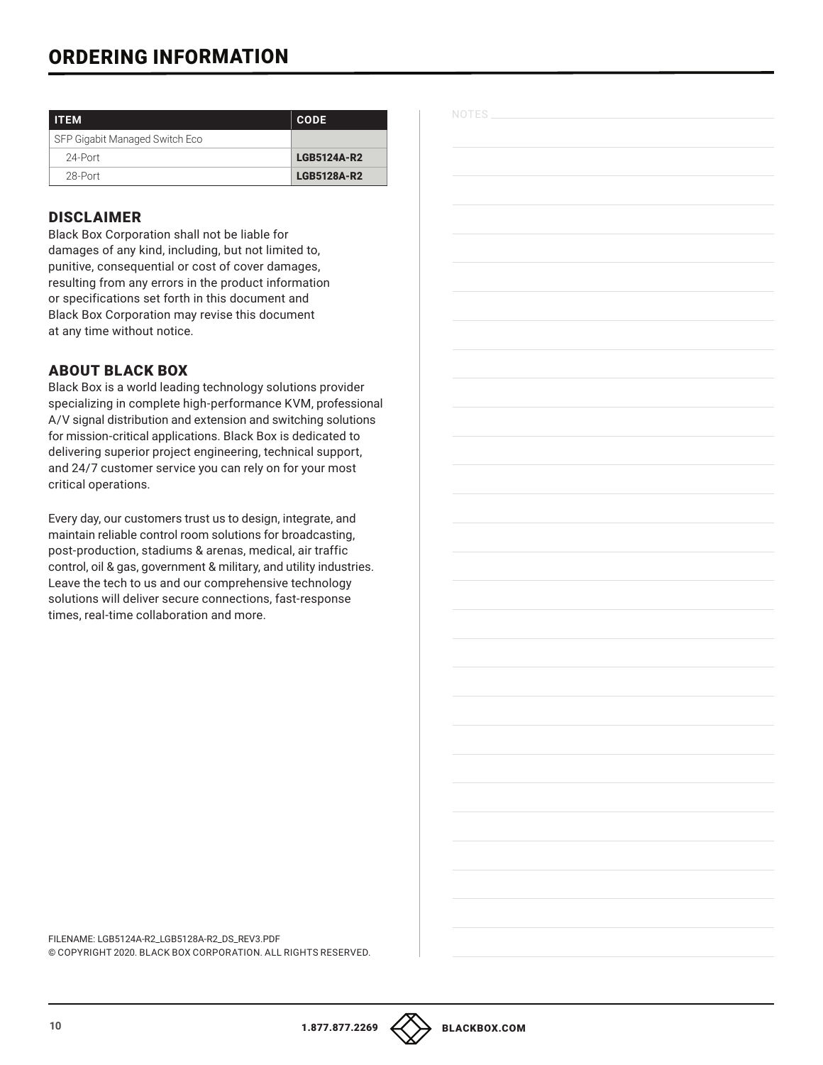# ORDERING INFORMATION

| ITEM | CODE |
| --- | --- |
| SFP Gigabit Managed Switch Eco | |
| 24-Port | **LGB5124A-R2** |
| 28-Port | **LGB5128A-R2** |

## DISCLAIMER

Black Box Corporation shall not be liable for damages of any kind, including, but not limited to, punitive, consequential or cost of cover damages, resulting from any errors in the product information or specifications set forth in this document and Black Box Corporation may revise this document at any time without notice.

## ABOUT BLACK BOX

Black Box is a world leading technology solutions provider specializing in complete high-performance KVM, professional A/V signal distribution and extension and switching solutions for mission-critical applications. Black Box is dedicated to delivering superior project engineering, technical support, and 24/7 customer service you can rely on for your most critical operations.

Every day, our customers trust us to design, integrate, and maintain reliable control room solutions for broadcasting, post-production, stadiums & arenas, medical, air traffic control, oil & gas, government & military, and utility industries. Leave the tech to us and our comprehensive technology solutions will deliver secure connections, fast-response times, real-time collaboration and more.

FILENAME: LGB5124A-R2_LGB5128A-R2_DS_REV3.PDF
© COPYRIGHT 2020. BLACK BOX CORPORATION. ALL RIGHTS RESERVED.

NOTES